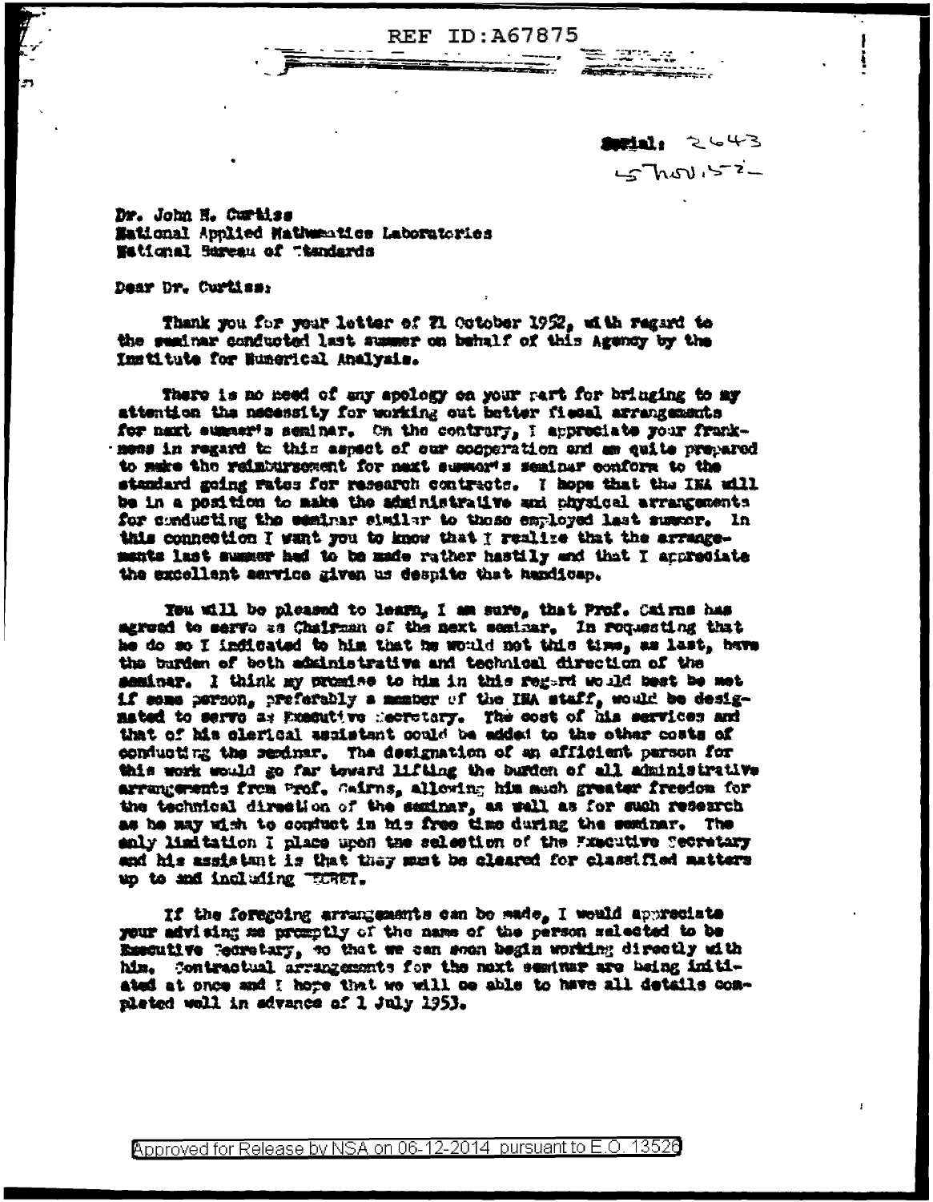REF ID:A67875

Serial: 2643
5 Nov. 52

Dr. John H. Curtiss
National Applied Mathematics Laboratories
National Bureau of Standards

Dear Dr. Curtiss:

Thank you for your letter of 21 October 1952, with regard to the seminar conducted last summer on behalf of this Agency by the Institute for Numerical Analysis.

There is no need of any apology on your part for bringing to my attention the necessity for working out better fiscal arrangements for next summer's seminar. On the contrary, I appreciate your frankness in regard to this aspect of our cooperation and am quite prepared to make the reimbursement for next summer's seminar conform to the standard going rates for research contracts. I hope that the INA will be in a position to make the administrative and physical arrangements for conducting the seminar similar to those employed last summer. In this connection I want you to know that I realize that the arrangements last summer had to be made rather hastily and that I appreciate the excellent service given us despite that handicap.

You will be pleased to learn, I am sure, that Prof. Cairns has agreed to serve as Chairman of the next seminar. In requesting that he do so I indicated to him that he would not this time, as last, have the burden of both administrative and technical direction of the seminar. I think my promise to him in this regard would best be met if some person, preferably a member of the INA staff, would be designated to serve as Executive Secretary. The cost of his services and that of his clerical assistant could be added to the other costs of conducting the seminar. The designation of an efficient person for this work would go far toward lifting the burden of all administrative arrangements from Prof. Cairns, allowing him much greater freedom for the technical direction of the seminar, as well as for such research as he may wish to conduct in his free time during the seminar. The only limitation I place upon the selection of the Executive Secretary and his assistant is that they must be cleared for classified matters up to and including SECRET.

If the foregoing arrangements can be made, I would appreciate your advising me promptly of the name of the person selected to be Executive Secretary, so that we can soon begin working directly with him. Contractual arrangements for the next seminar are being initiated at once and I hope that we will be able to have all details completed well in advance of 1 July 1953.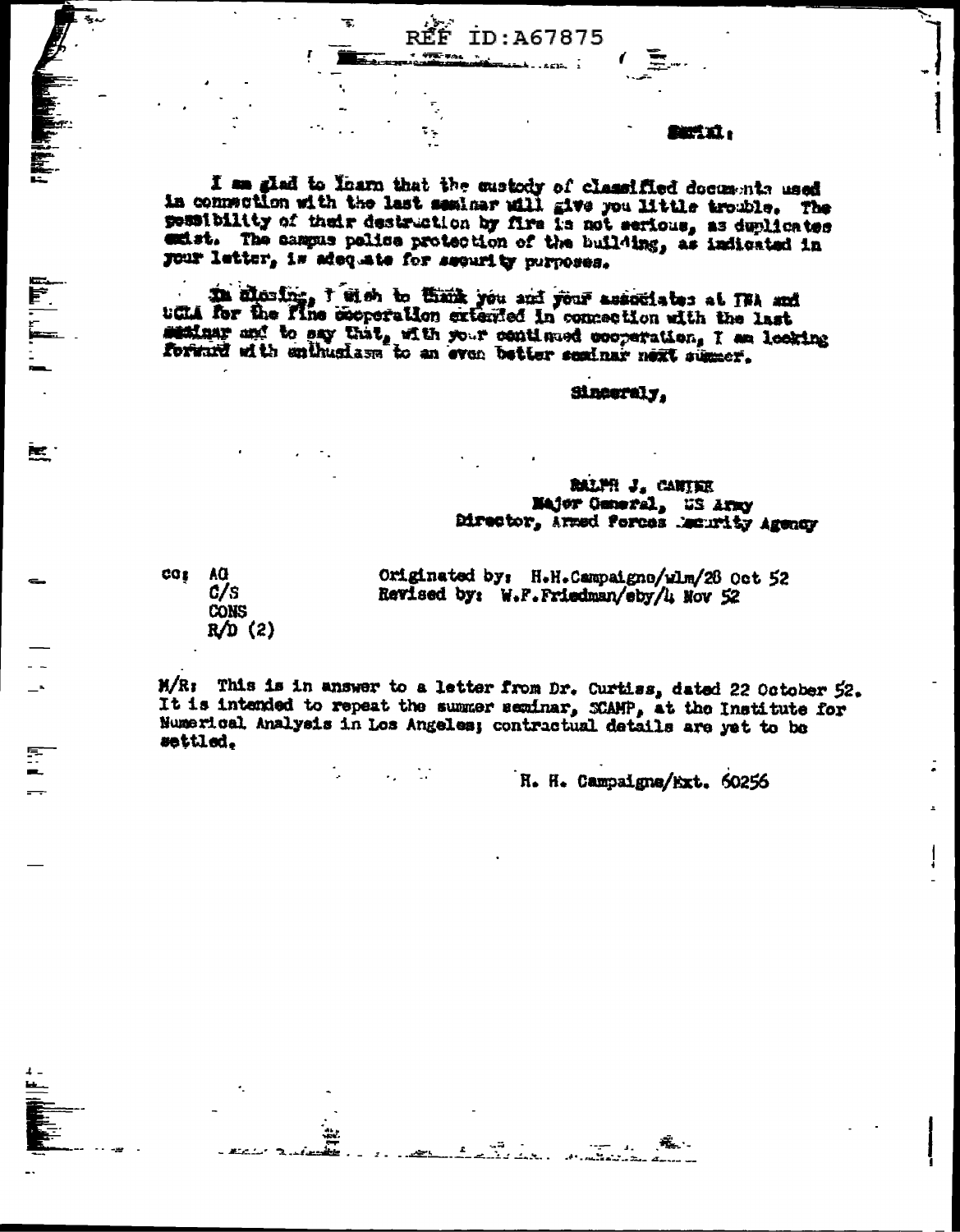REF ID:A67875

Serial:

I am glad to learn that the custody of classified documents used in connection with the last seminar will give you little trouble. The possibility of their destruction by fire is not serious, as duplicates exist. The campus police protection of the building, as indicated in your letter, is adequate for security purposes.

In closing, I wish to thank you and your associates at INA and UCLA for the fine cooperation extended in connection with the last seminar and to say that, with your continued cooperation, I am looking forward with enthusiasm to an even better seminar next summer.

Sincerely,

RALPH J. CANINE
Major General, US Army
Director, Armed Forces Security Agency

cc: AG
C/S
CONS
R/D (2)

Originated by: H.H.Campaigne/wlm/28 Oct 52
Revised by: W.F.Friedman/eby/4 Nov 52

M/R: This is in answer to a letter from Dr. Curtiss, dated 22 October 52. It is intended to repeat the summer seminar, SCAMP, at the Institute for Numerical Analysis in Los Angeles; contractual details are yet to be settled.

H. H. Campaigne/Ext. 60256